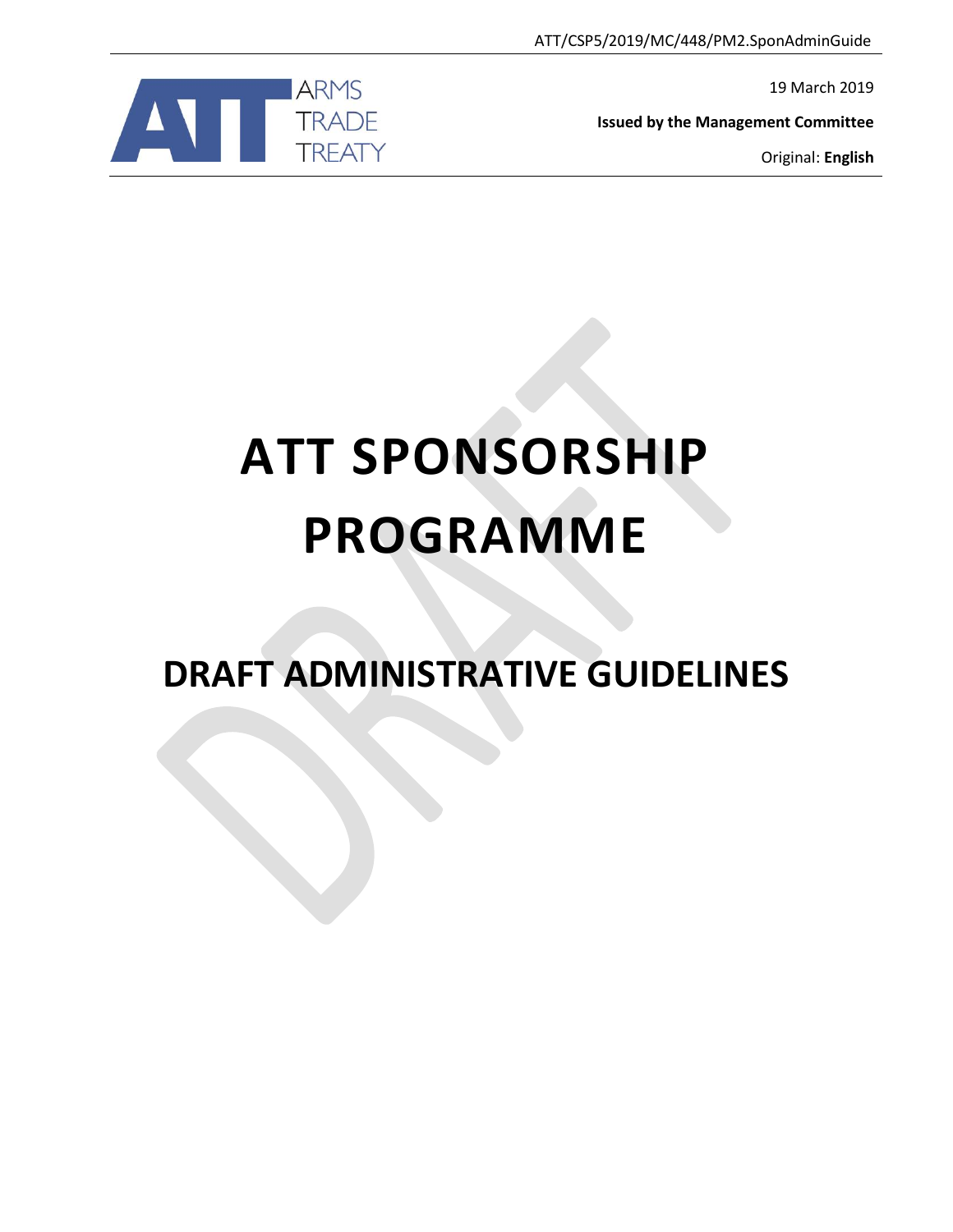ATT/CSP5/2019/MC/448/PM2.SponAdminGuide

ARMS TRADE TREATY

19 March 2019

**Issued by the Management Committee**

Original: **English**

# ATT SPONSORSHIP PROGRAMME

## DRAFT ADMINISTRATIVE GUIDELINES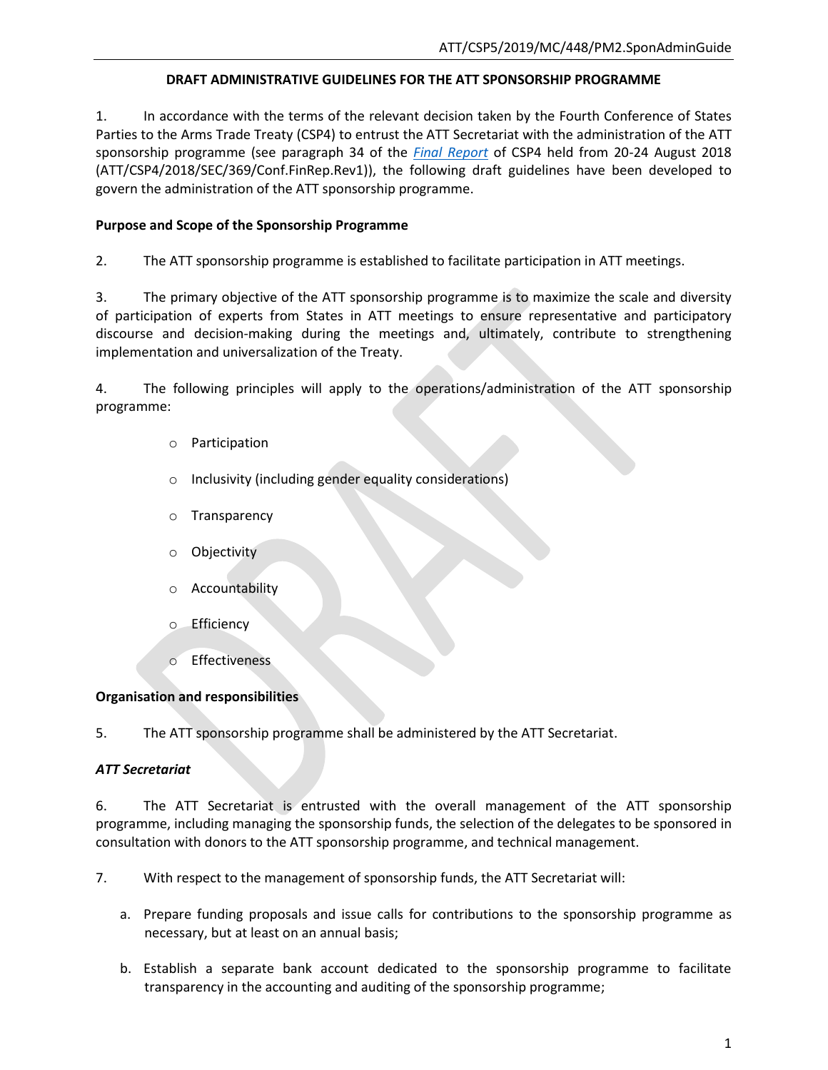**DRAFT ADMINISTRATIVE GUIDELINES FOR THE ATT SPONSORSHIP PROGRAMME**

1. In accordance with the terms of the relevant decision taken by the Fourth Conference of States Parties to the Arms Trade Treaty (CSP4) to entrust the ATT Secretariat with the administration of the ATT sponsorship programme (see paragraph 34 of the *Final Report* of CSP4 held from 20-24 August 2018 (ATT/CSP4/2018/SEC/369/Conf.FinRep.Rev1)), the following draft guidelines have been developed to govern the administration of the ATT sponsorship programme.

**Purpose and Scope of the Sponsorship Programme**

2. The ATT sponsorship programme is established to facilitate participation in ATT meetings.

3. The primary objective of the ATT sponsorship programme is to maximize the scale and diversity of participation of experts from States in ATT meetings to ensure representative and participatory discourse and decision-making during the meetings and, ultimately, contribute to strengthening implementation and universalization of the Treaty.

4. The following principles will apply to the operations/administration of the ATT sponsorship programme:

- Participation
- Inclusivity (including gender equality considerations)
- Transparency
- Objectivity
- Accountability
- Efficiency
- Effectiveness

**Organisation and responsibilities**

5. The ATT sponsorship programme shall be administered by the ATT Secretariat.

***ATT Secretariat***

6. The ATT Secretariat is entrusted with the overall management of the ATT sponsorship programme, including managing the sponsorship funds, the selection of the delegates to be sponsored in consultation with donors to the ATT sponsorship programme, and technical management.

7. With respect to the management of sponsorship funds, the ATT Secretariat will:

a. Prepare funding proposals and issue calls for contributions to the sponsorship programme as necessary, but at least on an annual basis;

b. Establish a separate bank account dedicated to the sponsorship programme to facilitate transparency in the accounting and auditing of the sponsorship programme;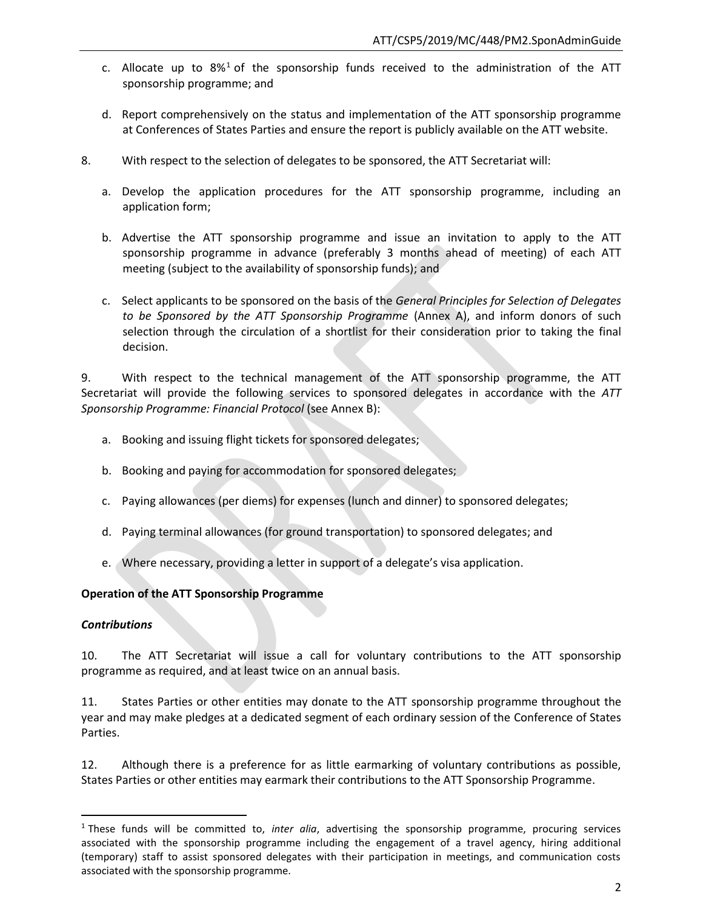c. Allocate up to 8%[1] of the sponsorship funds received to the administration of the ATT sponsorship programme; and

d. Report comprehensively on the status and implementation of the ATT sponsorship programme at Conferences of States Parties and ensure the report is publicly available on the ATT website.

8. With respect to the selection of delegates to be sponsored, the ATT Secretariat will:

a. Develop the application procedures for the ATT sponsorship programme, including an application form;

b. Advertise the ATT sponsorship programme and issue an invitation to apply to the ATT sponsorship programme in advance (preferably 3 months ahead of meeting) of each ATT meeting (subject to the availability of sponsorship funds); and

c. Select applicants to be sponsored on the basis of the *General Principles for Selection of Delegates to be Sponsored by the ATT Sponsorship Programme* (Annex A), and inform donors of such selection through the circulation of a shortlist for their consideration prior to taking the final decision.

9. With respect to the technical management of the ATT sponsorship programme, the ATT Secretariat will provide the following services to sponsored delegates in accordance with the *ATT Sponsorship Programme: Financial Protocol* (see Annex B):

a. Booking and issuing flight tickets for sponsored delegates;

b. Booking and paying for accommodation for sponsored delegates;

c. Paying allowances (per diems) for expenses (lunch and dinner) to sponsored delegates;

d. Paying terminal allowances (for ground transportation) to sponsored delegates; and

e. Where necessary, providing a letter in support of a delegate's visa application.

**Operation of the ATT Sponsorship Programme**

***Contributions***

10. The ATT Secretariat will issue a call for voluntary contributions to the ATT sponsorship programme as required, and at least twice on an annual basis.

11. States Parties or other entities may donate to the ATT sponsorship programme throughout the year and may make pledges at a dedicated segment of each ordinary session of the Conference of States Parties.

12. Although there is a preference for as little earmarking of voluntary contributions as possible, States Parties or other entities may earmark their contributions to the ATT Sponsorship Programme.

---

[1] These funds will be committed to, *inter alia*, advertising the sponsorship programme, procuring services associated with the sponsorship programme including the engagement of a travel agency, hiring additional (temporary) staff to assist sponsored delegates with their participation in meetings, and communication costs associated with the sponsorship programme.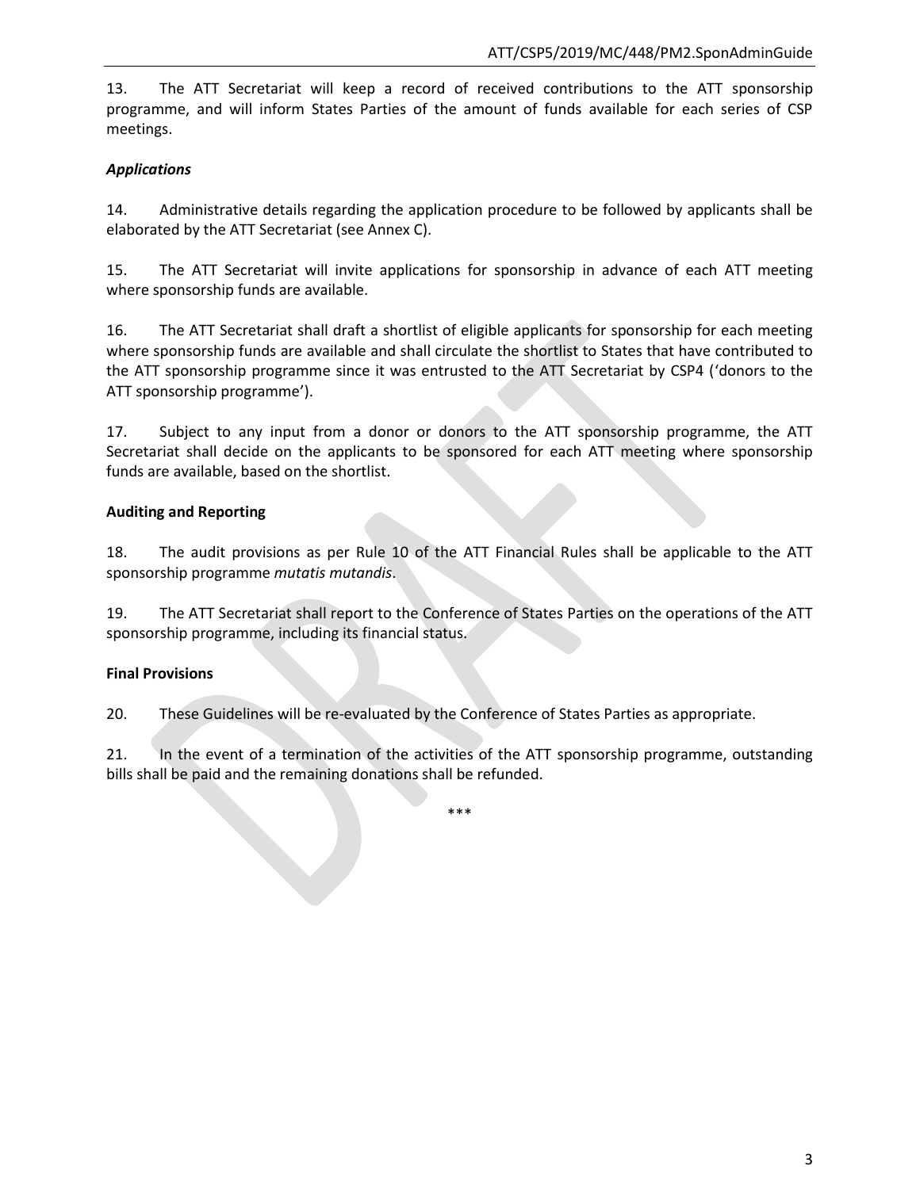13. The ATT Secretariat will keep a record of received contributions to the ATT sponsorship programme, and will inform States Parties of the amount of funds available for each series of CSP meetings.

***Applications***

14. Administrative details regarding the application procedure to be followed by applicants shall be elaborated by the ATT Secretariat (see Annex C).

15. The ATT Secretariat will invite applications for sponsorship in advance of each ATT meeting where sponsorship funds are available.

16. The ATT Secretariat shall draft a shortlist of eligible applicants for sponsorship for each meeting where sponsorship funds are available and shall circulate the shortlist to States that have contributed to the ATT sponsorship programme since it was entrusted to the ATT Secretariat by CSP4 ('donors to the ATT sponsorship programme').

17. Subject to any input from a donor or donors to the ATT sponsorship programme, the ATT Secretariat shall decide on the applicants to be sponsored for each ATT meeting where sponsorship funds are available, based on the shortlist.

**Auditing and Reporting**

18. The audit provisions as per Rule 10 of the ATT Financial Rules shall be applicable to the ATT sponsorship programme *mutatis mutandis*.

19. The ATT Secretariat shall report to the Conference of States Parties on the operations of the ATT sponsorship programme, including its financial status.

**Final Provisions**

20. These Guidelines will be re-evaluated by the Conference of States Parties as appropriate.

21. In the event of a termination of the activities of the ATT sponsorship programme, outstanding bills shall be paid and the remaining donations shall be refunded.

***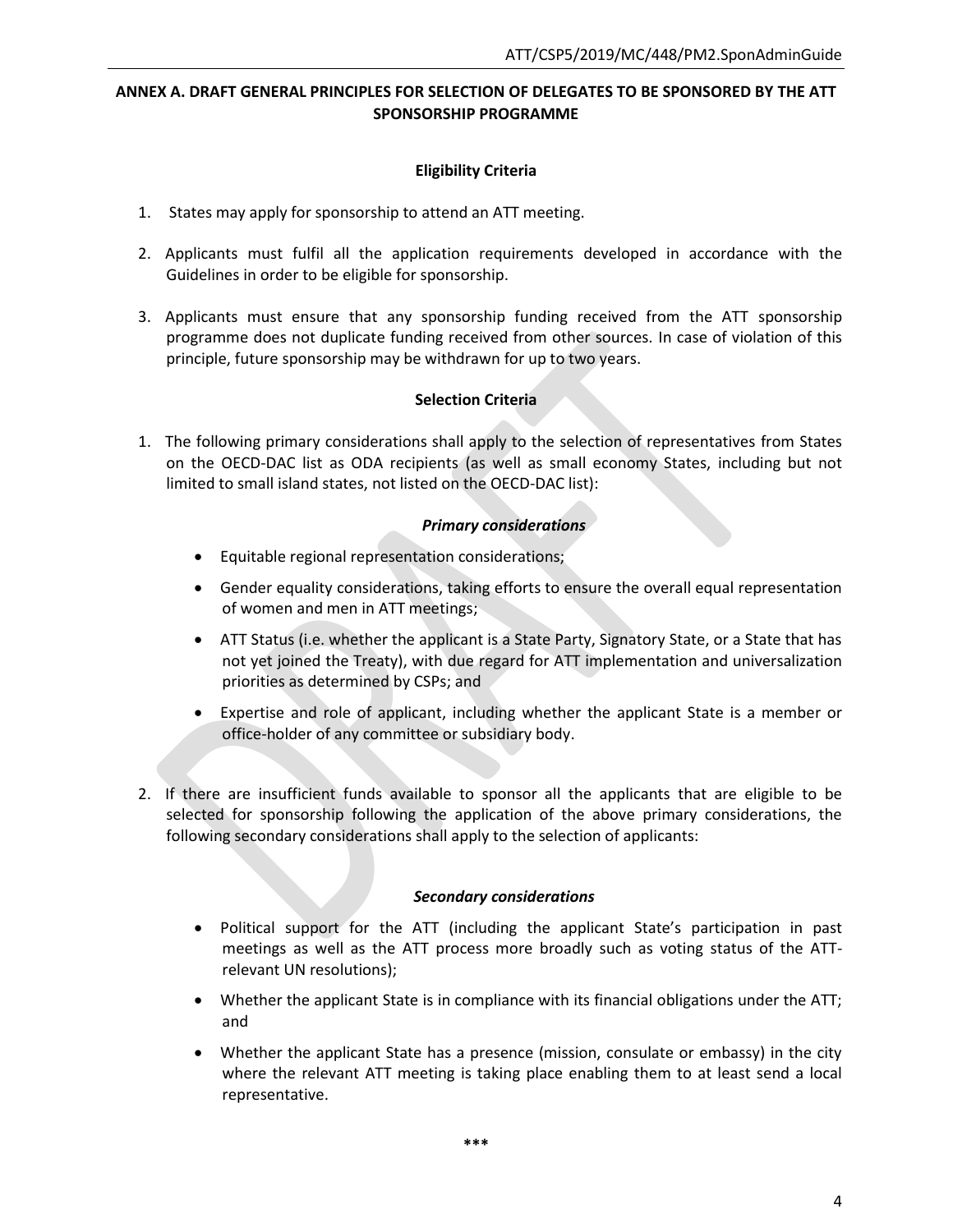## ANNEX A. DRAFT GENERAL PRINCIPLES FOR SELECTION OF DELEGATES TO BE SPONSORED BY THE ATT SPONSORSHIP PROGRAMME

### Eligibility Criteria

1. States may apply for sponsorship to attend an ATT meeting.

2. Applicants must fulfil all the application requirements developed in accordance with the Guidelines in order to be eligible for sponsorship.

3. Applicants must ensure that any sponsorship funding received from the ATT sponsorship programme does not duplicate funding received from other sources. In case of violation of this principle, future sponsorship may be withdrawn for up to two years.

### Selection Criteria

1. The following primary considerations shall apply to the selection of representatives from States on the OECD-DAC list as ODA recipients (as well as small economy States, including but not limited to small island states, not listed on the OECD-DAC list):

   ***Primary considerations***

   - Equitable regional representation considerations;
   - Gender equality considerations, taking efforts to ensure the overall equal representation of women and men in ATT meetings;
   - ATT Status (i.e. whether the applicant is a State Party, Signatory State, or a State that has not yet joined the Treaty), with due regard for ATT implementation and universalization priorities as determined by CSPs; and
   - Expertise and role of applicant, including whether the applicant State is a member or office-holder of any committee or subsidiary body.

2. If there are insufficient funds available to sponsor all the applicants that are eligible to be selected for sponsorship following the application of the above primary considerations, the following secondary considerations shall apply to the selection of applicants:

   ***Secondary considerations***

   - Political support for the ATT (including the applicant State's participation in past meetings as well as the ATT process more broadly such as voting status of the ATT-relevant UN resolutions);
   - Whether the applicant State is in compliance with its financial obligations under the ATT; and
   - Whether the applicant State has a presence (mission, consulate or embassy) in the city where the relevant ATT meeting is taking place enabling them to at least send a local representative.

***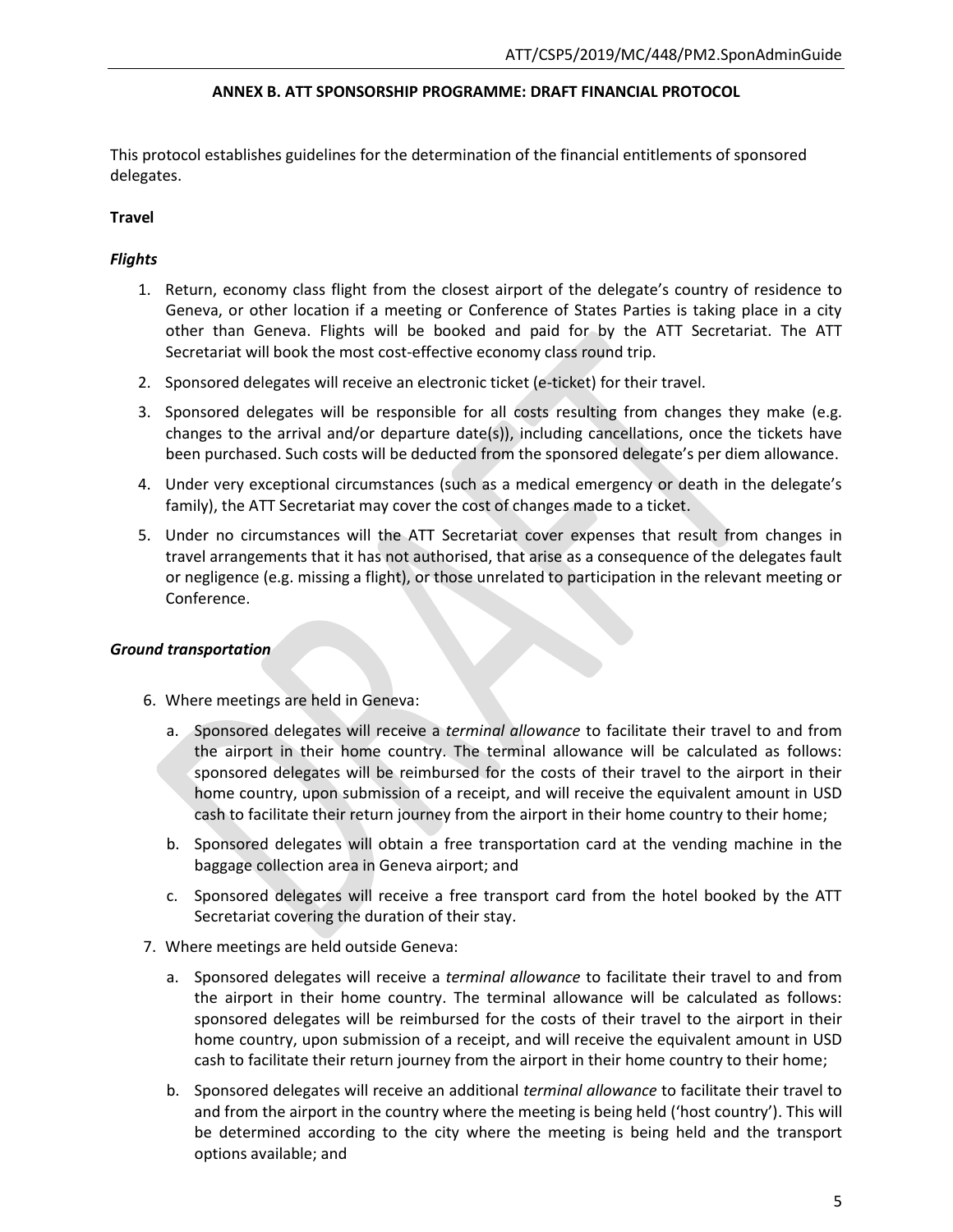## ANNEX B. ATT SPONSORSHIP PROGRAMME: DRAFT FINANCIAL PROTOCOL

This protocol establishes guidelines for the determination of the financial entitlements of sponsored delegates.

**Travel**

***Flights***

1. Return, economy class flight from the closest airport of the delegate's country of residence to Geneva, or other location if a meeting or Conference of States Parties is taking place in a city other than Geneva. Flights will be booked and paid for by the ATT Secretariat. The ATT Secretariat will book the most cost-effective economy class round trip.
2. Sponsored delegates will receive an electronic ticket (e-ticket) for their travel.
3. Sponsored delegates will be responsible for all costs resulting from changes they make (e.g. changes to the arrival and/or departure date(s)), including cancellations, once the tickets have been purchased. Such costs will be deducted from the sponsored delegate's per diem allowance.
4. Under very exceptional circumstances (such as a medical emergency or death in the delegate's family), the ATT Secretariat may cover the cost of changes made to a ticket.
5. Under no circumstances will the ATT Secretariat cover expenses that result from changes in travel arrangements that it has not authorised, that arise as a consequence of the delegates fault or negligence (e.g. missing a flight), or those unrelated to participation in the relevant meeting or Conference.

***Ground transportation***

6. Where meetings are held in Geneva:
   a. Sponsored delegates will receive a *terminal allowance* to facilitate their travel to and from the airport in their home country. The terminal allowance will be calculated as follows: sponsored delegates will be reimbursed for the costs of their travel to the airport in their home country, upon submission of a receipt, and will receive the equivalent amount in USD cash to facilitate their return journey from the airport in their home country to their home;
   b. Sponsored delegates will obtain a free transportation card at the vending machine in the baggage collection area in Geneva airport; and
   c. Sponsored delegates will receive a free transport card from the hotel booked by the ATT Secretariat covering the duration of their stay.
7. Where meetings are held outside Geneva:
   a. Sponsored delegates will receive a *terminal allowance* to facilitate their travel to and from the airport in their home country. The terminal allowance will be calculated as follows: sponsored delegates will be reimbursed for the costs of their travel to the airport in their home country, upon submission of a receipt, and will receive the equivalent amount in USD cash to facilitate their return journey from the airport in their home country to their home;
   b. Sponsored delegates will receive an additional *terminal allowance* to facilitate their travel to and from the airport in the country where the meeting is being held ('host country'). This will be determined according to the city where the meeting is being held and the transport options available; and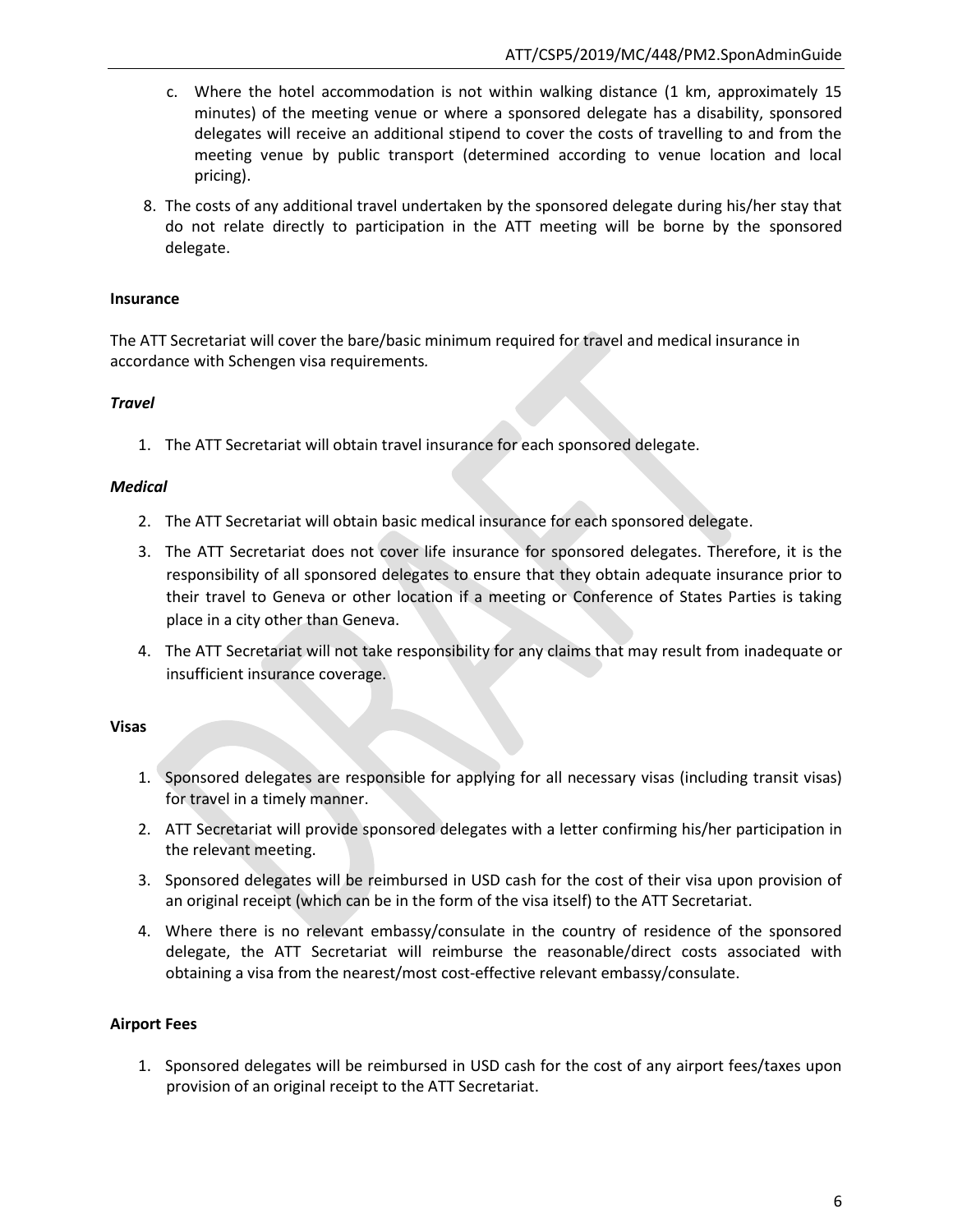c. Where the hotel accommodation is not within walking distance (1 km, approximately 15 minutes) of the meeting venue or where a sponsored delegate has a disability, sponsored delegates will receive an additional stipend to cover the costs of travelling to and from the meeting venue by public transport (determined according to venue location and local pricing).

8. The costs of any additional travel undertaken by the sponsored delegate during his/her stay that do not relate directly to participation in the ATT meeting will be borne by the sponsored delegate.

**Insurance**

The ATT Secretariat will cover the bare/basic minimum required for travel and medical insurance in accordance with Schengen visa requirements.

***Travel***

1. The ATT Secretariat will obtain travel insurance for each sponsored delegate.

***Medical***

2. The ATT Secretariat will obtain basic medical insurance for each sponsored delegate.
3. The ATT Secretariat does not cover life insurance for sponsored delegates. Therefore, it is the responsibility of all sponsored delegates to ensure that they obtain adequate insurance prior to their travel to Geneva or other location if a meeting or Conference of States Parties is taking place in a city other than Geneva.
4. The ATT Secretariat will not take responsibility for any claims that may result from inadequate or insufficient insurance coverage.

**Visas**

1. Sponsored delegates are responsible for applying for all necessary visas (including transit visas) for travel in a timely manner.
2. ATT Secretariat will provide sponsored delegates with a letter confirming his/her participation in the relevant meeting.
3. Sponsored delegates will be reimbursed in USD cash for the cost of their visa upon provision of an original receipt (which can be in the form of the visa itself) to the ATT Secretariat.
4. Where there is no relevant embassy/consulate in the country of residence of the sponsored delegate, the ATT Secretariat will reimburse the reasonable/direct costs associated with obtaining a visa from the nearest/most cost-effective relevant embassy/consulate.

**Airport Fees**

1. Sponsored delegates will be reimbursed in USD cash for the cost of any airport fees/taxes upon provision of an original receipt to the ATT Secretariat.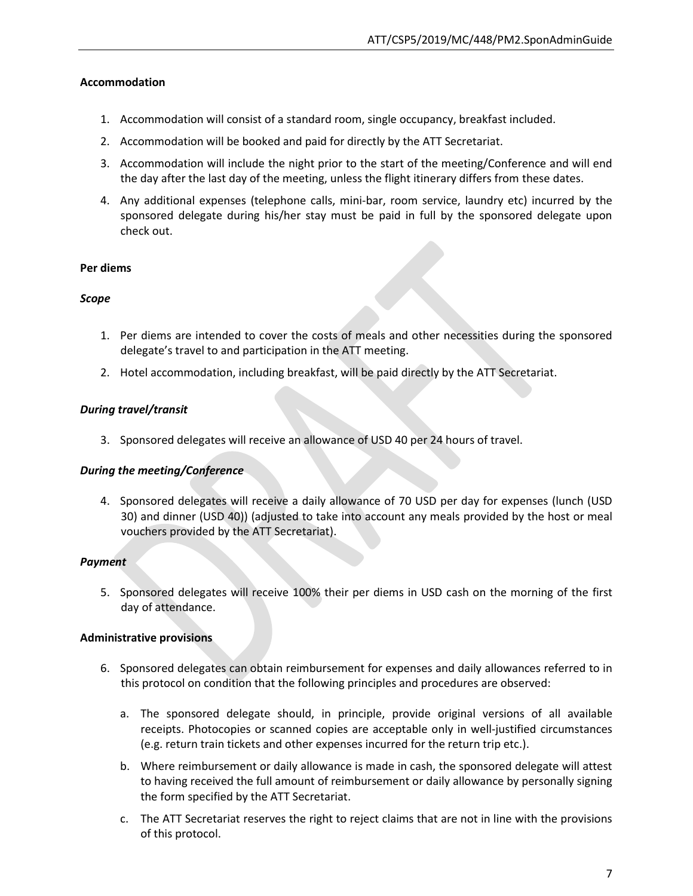**Accommodation**

1. Accommodation will consist of a standard room, single occupancy, breakfast included.
2. Accommodation will be booked and paid for directly by the ATT Secretariat.
3. Accommodation will include the night prior to the start of the meeting/Conference and will end the day after the last day of the meeting, unless the flight itinerary differs from these dates.
4. Any additional expenses (telephone calls, mini-bar, room service, laundry etc) incurred by the sponsored delegate during his/her stay must be paid in full by the sponsored delegate upon check out.

**Per diems**

***Scope***

1. Per diems are intended to cover the costs of meals and other necessities during the sponsored delegate's travel to and participation in the ATT meeting.
2. Hotel accommodation, including breakfast, will be paid directly by the ATT Secretariat.

***During travel/transit***

3. Sponsored delegates will receive an allowance of USD 40 per 24 hours of travel.

***During the meeting/Conference***

4. Sponsored delegates will receive a daily allowance of 70 USD per day for expenses (lunch (USD 30) and dinner (USD 40)) (adjusted to take into account any meals provided by the host or meal vouchers provided by the ATT Secretariat).

***Payment***

5. Sponsored delegates will receive 100% their per diems in USD cash on the morning of the first day of attendance.

**Administrative provisions**

6. Sponsored delegates can obtain reimbursement for expenses and daily allowances referred to in this protocol on condition that the following principles and procedures are observed:
   a. The sponsored delegate should, in principle, provide original versions of all available receipts. Photocopies or scanned copies are acceptable only in well-justified circumstances (e.g. return train tickets and other expenses incurred for the return trip etc.).
   b. Where reimbursement or daily allowance is made in cash, the sponsored delegate will attest to having received the full amount of reimbursement or daily allowance by personally signing the form specified by the ATT Secretariat.
   c. The ATT Secretariat reserves the right to reject claims that are not in line with the provisions of this protocol.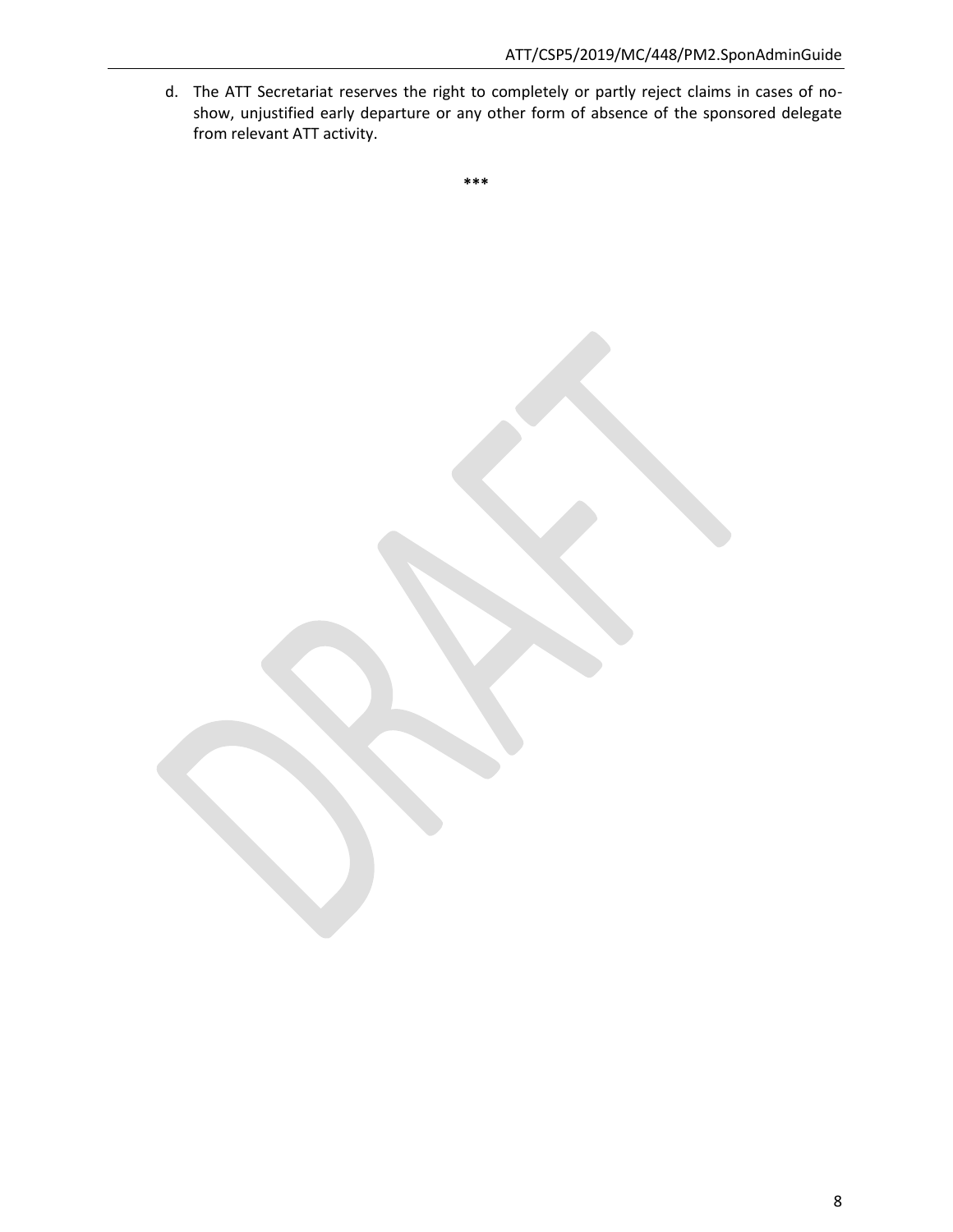d. The ATT Secretariat reserves the right to completely or partly reject claims in cases of no-show, unjustified early departure or any other form of absence of the sponsored delegate from relevant ATT activity.

***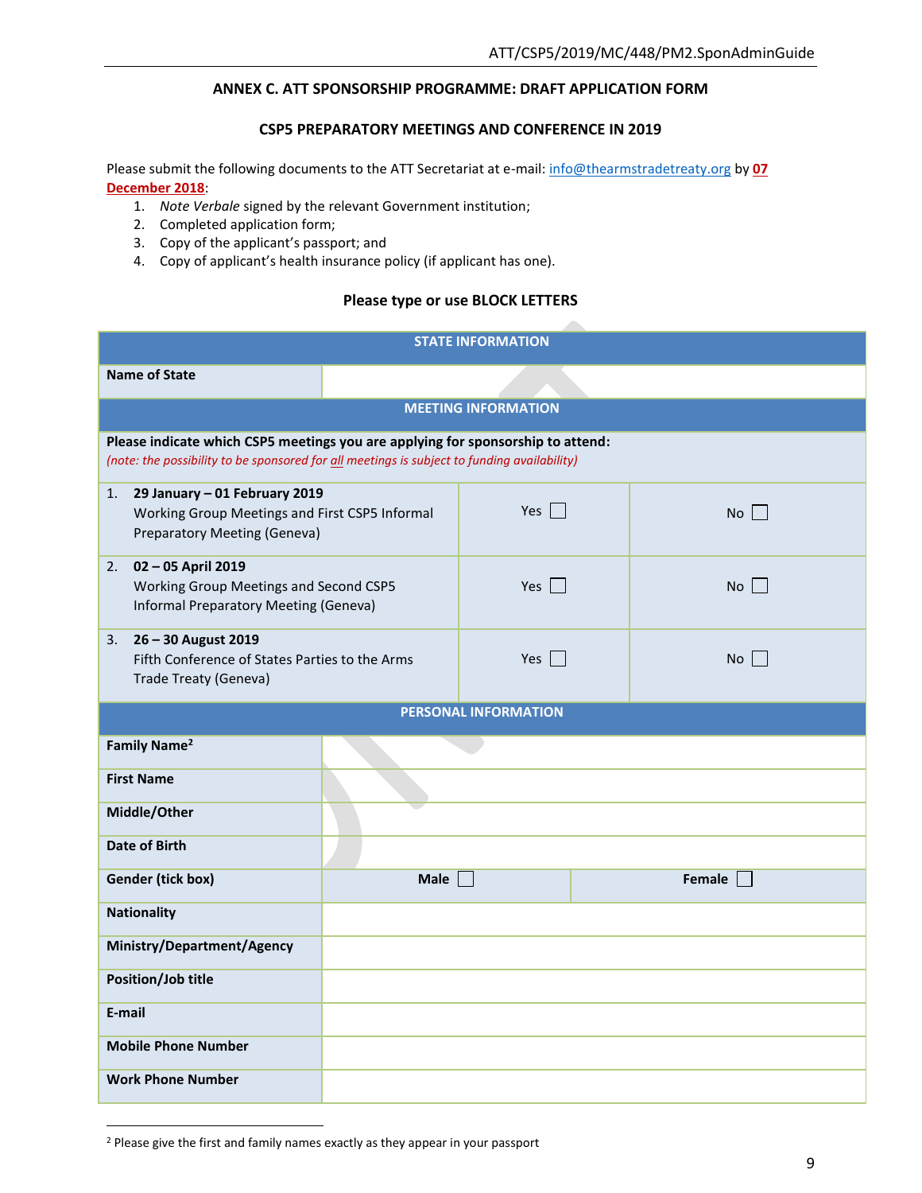## ANNEX C. ATT SPONSORSHIP PROGRAMME: DRAFT APPLICATION FORM

### CSP5 PREPARATORY MEETINGS AND CONFERENCE IN 2019

Please submit the following documents to the ATT Secretariat at e-mail: info@thearmstradetreaty.org by **07 December 2018**:

1. *Note Verbale* signed by the relevant Government institution;
2. Completed application form;
3. Copy of the applicant's passport; and
4. Copy of applicant's health insurance policy (if applicant has one).

**Please type or use BLOCK LETTERS**

| STATE INFORMATION | | |
|---|---|---|
| **Name of State** | | |
| **MEETING INFORMATION** | | |
| **Please indicate which CSP5 meetings you are applying for sponsorship to attend:** *(note: the possibility to be sponsored for all meetings is subject to funding availability)* | | |
| 1. **29 January – 01 February 2019** Working Group Meetings and First CSP5 Informal Preparatory Meeting (Geneva) | Yes ☐ | No ☐ |
| 2. **02 – 05 April 2019** Working Group Meetings and Second CSP5 Informal Preparatory Meeting (Geneva) | Yes ☐ | No ☐ |
| 3. **26 – 30 August 2019** Fifth Conference of States Parties to the Arms Trade Treaty (Geneva) | Yes ☐ | No ☐ |
| **PERSONAL INFORMATION** | | |
| **Family Name**[2] | | |
| **First Name** | | |
| **Middle/Other** | | |
| **Date of Birth** | | |
| **Gender (tick box)** | **Male** ☐ | **Female** ☐ |
| **Nationality** | | |
| **Ministry/Department/Agency** | | |
| **Position/Job title** | | |
| **E-mail** | | |
| **Mobile Phone Number** | | |
| **Work Phone Number** | | |

[2] Please give the first and family names exactly as they appear in your passport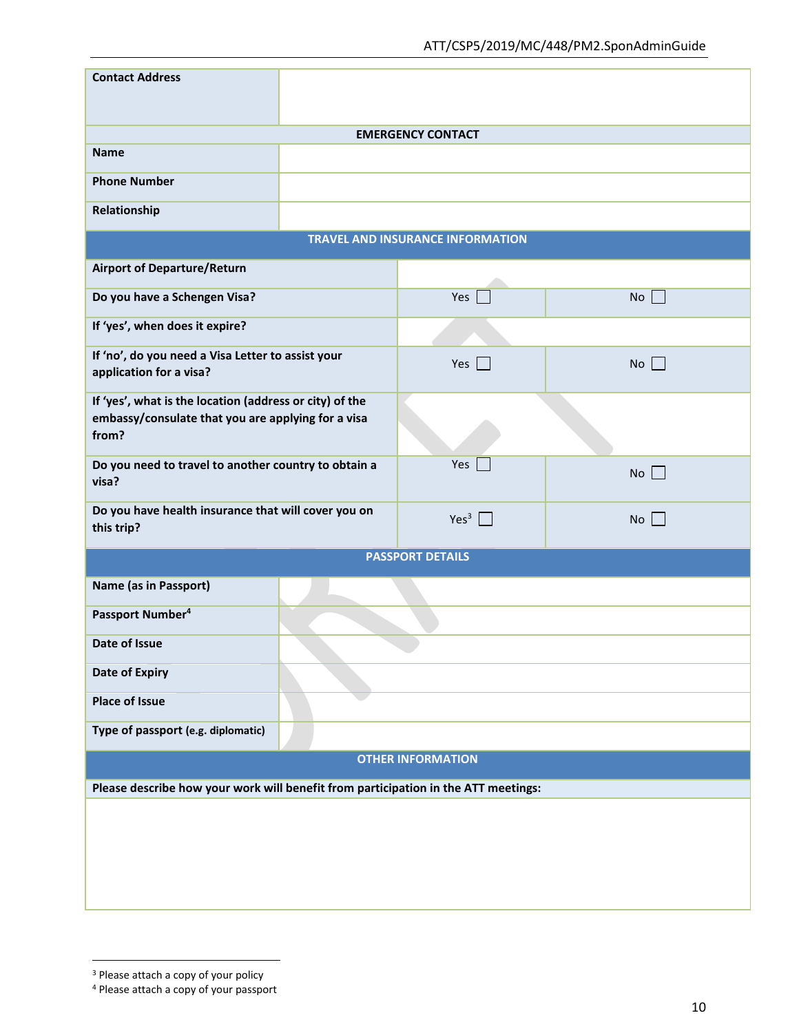| | | |
|---|---|---|
| **Contact Address** | | |
| **EMERGENCY CONTACT** | | |
| **Name** | | |
| **Phone Number** | | |
| **Relationship** | | |
| **TRAVEL AND INSURANCE INFORMATION** | | |
| **Airport of Departure/Return** | | |
| **Do you have a Schengen Visa?** | Yes ☐ | No ☐ |
| **If 'yes', when does it expire?** | | |
| **If 'no', do you need a Visa Letter to assist your application for a visa?** | Yes ☐ | No ☐ |
| **If 'yes', what is the location (address or city) of the embassy/consulate that you are applying for a visa from?** | | |
| **Do you need to travel to another country to obtain a visa?** | Yes ☐ | No ☐ |
| **Do you have health insurance that will cover you on this trip?** | Yes[3] ☐ | No ☐ |
| **PASSPORT DETAILS** | | |
| **Name (as in Passport)** | | |
| **Passport Number**[4] | | |
| **Date of Issue** | | |
| **Date of Expiry** | | |
| **Place of Issue** | | |
| **Type of passport** (e.g. diplomatic) | | |
| **OTHER INFORMATION** | | |
| **Please describe how your work will benefit from participation in the ATT meetings:** | | |
| | | |

[3] Please attach a copy of your policy

[4] Please attach a copy of your passport